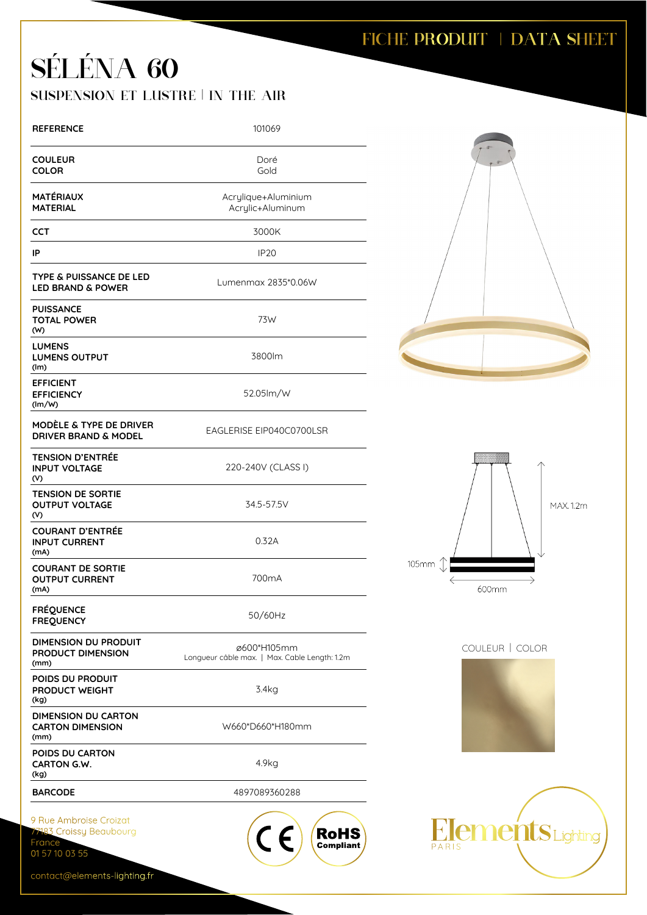FICHE PRODUIT | DATA SHEET

# SÉLÉNA 60

## SUSPENSION ET LUSTRE | IN THE AIR

| | |
|---|---|
| **REFERENCE** | 101069 |
| **COULEUR**<br>**COLOR** | Doré<br>Gold |
| **MATÉRIAUX**<br>**MATERIAL** | Acrylique+Aluminium<br>Acrylic+Aluminum |
| **CCT** | 3000K |
| **IP** | IP20 |
| **TYPE & PUISSANCE DE LED**<br>**LED BRAND & POWER** | Lumenmax 2835*0.06W |
| **PUISSANCE**<br>**TOTAL POWER**<br>**(W)** | 73W |
| **LUMENS**<br>**LUMENS OUTPUT**<br>**(lm)** | 3800lm |
| **EFFICIENT**<br>**EFFICIENCY**<br>**(lm/W)** | 52.05lm/W |
| **MODÈLE & TYPE DE DRIVER**<br>**DRIVER BRAND & MODEL** | EAGLERISE EIP040C0700LSR |
| **TENSION D'ENTRÉE**<br>**INPUT VOLTAGE**<br>**(V)** | 220-240V (CLASS I) |
| **TENSION DE SORTIE**<br>**OUTPUT VOLTAGE**<br>**(V)** | 34.5-57.5V |
| **COURANT D'ENTRÉE**<br>**INPUT CURRENT**<br>**(mA)** | 0.32A |
| **COURANT DE SORTIE**<br>**OUTPUT CURRENT**<br>**(mA)** | 700mA |
| **FRÉQUENCE**<br>**FREQUENCY** | 50/60Hz |
| **DIMENSION DU PRODUIT**<br>**PRODUCT DIMENSION**<br>**(mm)** | ø600*H105mm<br>Longueur câble max. \| Max. Cable Length: 1.2m |
| **POIDS DU PRODUIT**<br>**PRODUCT WEIGHT**<br>**(kg)** | 3.4kg |
| **DIMENSION DU CARTON**<br>**CARTON DIMENSION**<br>**(mm)** | W660*D660*H180mm |
| **POIDS DU CARTON**<br>**CARTON G.W.**<br>**(kg)** | 4.9kg |
| **BARCODE** | 4897089360288 |

MAX. 1.2m

105mm

600mm

COULEUR | COLOR

9 Rue Ambroise Croizat
77183 Croissy Beaubourg
France
01 57 10 03 55

contact@elements-lighting.fr

CE

RoHS Compliant

Elements Lighting PARIS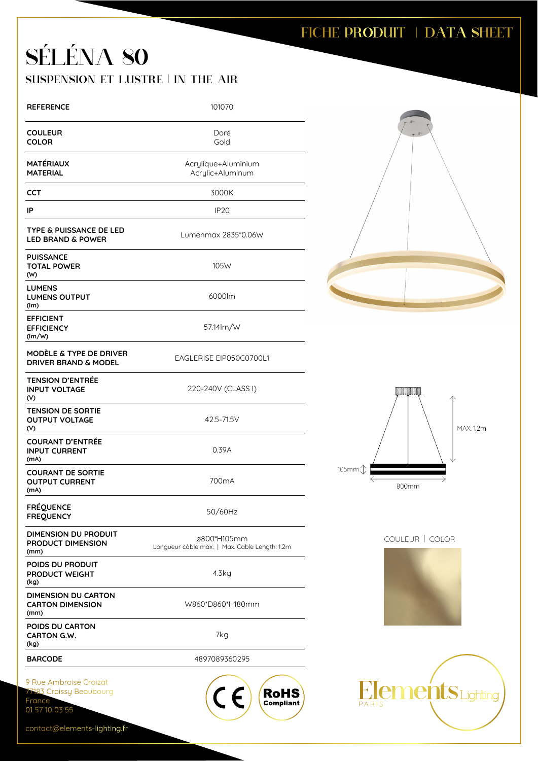FICHE PRODUIT | DATA SHEET

# SÉLÉNA 80

## SUSPENSION ET LUSTRE | IN THE AIR

| | |
|---|---|
| REFERENCE | 101070 |
| COULEUR<br>COLOR | Doré<br>Gold |
| MATÉRIAUX<br>MATERIAL | Acrylique+Aluminium<br>Acrylic+Aluminum |
| CCT | 3000K |
| IP | IP20 |
| TYPE & PUISSANCE DE LED<br>LED BRAND & POWER | Lumenmax 2835*0.06W |
| PUISSANCE<br>TOTAL POWER<br>(W) | 105W |
| LUMENS<br>LUMENS OUTPUT<br>(lm) | 6000lm |
| EFFICIENT<br>EFFICIENCY<br>(lm/W) | 57.14lm/W |
| MODÈLE & TYPE DE DRIVER<br>DRIVER BRAND & MODEL | EAGLERISE EIP050C0700L1 |
| TENSION D'ENTRÉE<br>INPUT VOLTAGE<br>(V) | 220-240V (CLASS I) |
| TENSION DE SORTIE<br>OUTPUT VOLTAGE<br>(V) | 42.5-71.5V |
| COURANT D'ENTRÉE<br>INPUT CURRENT<br>(mA) | 0.39A |
| COURANT DE SORTIE<br>OUTPUT CURRENT<br>(mA) | 700mA |
| FRÉQUENCE<br>FREQUENCY | 50/60Hz |
| DIMENSION DU PRODUIT<br>PRODUCT DIMENSION<br>(mm) | ø800*H105mm<br>Longueur câble max. \| Max. Cable Length: 1.2m |
| POIDS DU PRODUIT<br>PRODUCT WEIGHT<br>(kg) | 4.3kg |
| DIMENSION DU CARTON<br>CARTON DIMENSION<br>(mm) | W860*D860*H180mm |
| POIDS DU CARTON<br>CARTON G.W.<br>(kg) | 7kg |
| BARCODE | 4897089360295 |

MAX. 1.2m

105mm

800mm

COULEUR | COLOR

9 Rue Ambroise Croizat
77183 Croissy Beaubourg
France
01 57 10 03 55

contact@elements-lighting.fr

CE

RoHS Compliant

Elements Lighting PARIS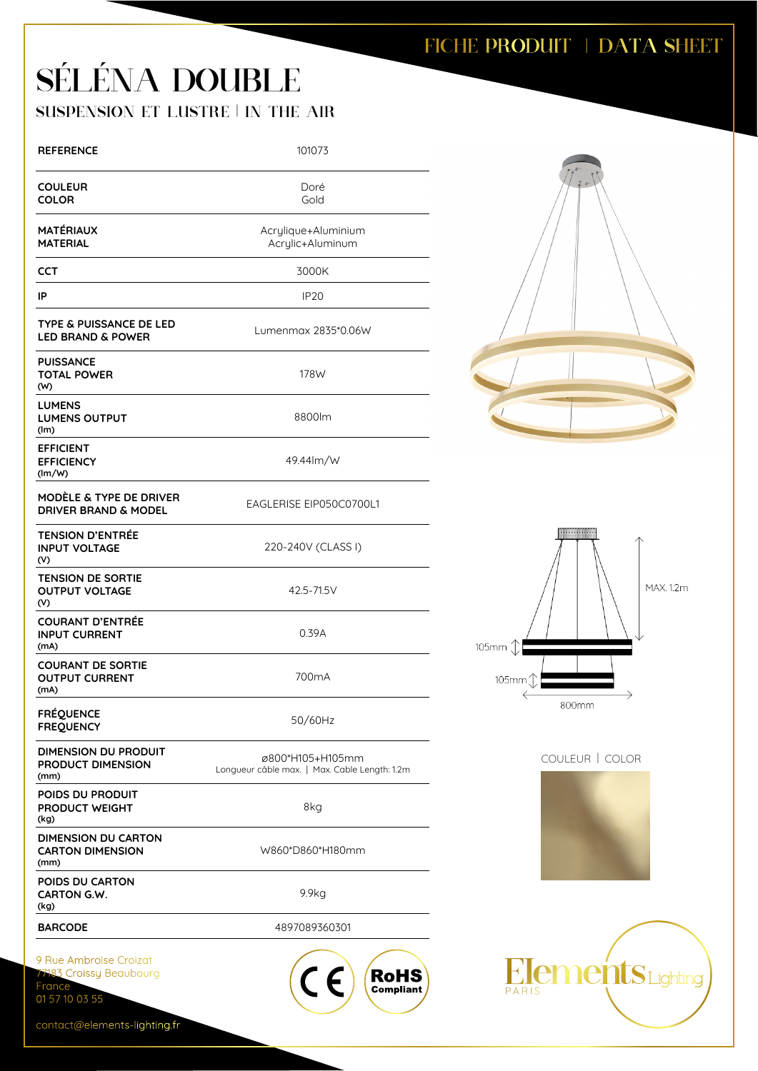FICHE PRODUIT | DATA SHEET

# SÉLÉNA DOUBLE

## SUSPENSION ET LUSTRE | IN THE AIR

| | |
|---|---|
| **REFERENCE** | 101073 |
| **COULEUR**<br>**COLOR** | Doré<br>Gold |
| **MATÉRIAUX**<br>**MATERIAL** | Acrylique+Aluminium<br>Acrylic+Aluminum |
| **CCT** | 3000K |
| **IP** | IP20 |
| **TYPE & PUISSANCE DE LED**<br>**LED BRAND & POWER** | Lumenmax 2835*0.06W |
| **PUISSANCE**<br>**TOTAL POWER**<br>**(W)** | 178W |
| **LUMENS**<br>**LUMENS OUTPUT**<br>**(lm)** | 8800lm |
| **EFFICIENT**<br>**EFFICIENCY**<br>**(lm/W)** | 49.44lm/W |
| **MODÈLE & TYPE DE DRIVER**<br>**DRIVER BRAND & MODEL** | EAGLERISE EIP050C0700L1 |
| **TENSION D'ENTRÉE**<br>**INPUT VOLTAGE**<br>**(V)** | 220-240V (CLASS I) |
| **TENSION DE SORTIE**<br>**OUTPUT VOLTAGE**<br>**(V)** | 42.5-71.5V |
| **COURANT D'ENTRÉE**<br>**INPUT CURRENT**<br>**(mA)** | 0.39A |
| **COURANT DE SORTIE**<br>**OUTPUT CURRENT**<br>**(mA)** | 700mA |
| **FRÉQUENCE**<br>**FREQUENCY** | 50/60Hz |
| **DIMENSION DU PRODUIT**<br>**PRODUCT DIMENSION**<br>**(mm)** | ø800*H105+H105mm<br>Longueur câble max. \| Max. Cable Length: 1.2m |
| **POIDS DU PRODUIT**<br>**PRODUCT WEIGHT**<br>**(kg)** | 8kg |
| **DIMENSION DU CARTON**<br>**CARTON DIMENSION**<br>**(mm)** | W860*D860*H180mm |
| **POIDS DU CARTON**<br>**CARTON G.W.**<br>**(kg)** | 9.9kg |
| **BARCODE** | 4897089360301 |

MAX. 1.2m

105mm

105mm

800mm

COULEUR | COLOR

9 Rue Ambroise Croizat
77183 Croissy Beaubourg
France
01 57 10 03 55

contact@elements-lighting.fr

CE

RoHS Compliant

Elements Lighting PARIS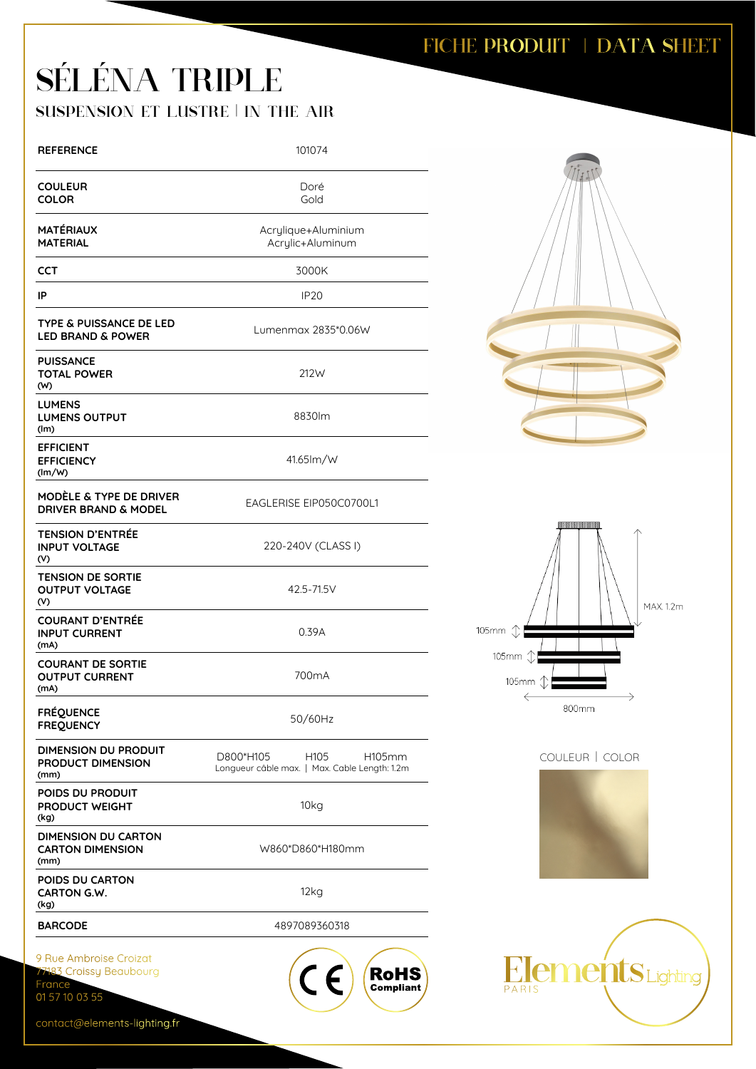FICHE PRODUIT | DATA SHEET

# SÉLÉNA TRIPLE

## SUSPENSION ET LUSTRE | IN THE AIR

| | |
|---|---|
| REFERENCE | 101074 |
| COULEUR<br>COLOR | Doré<br>Gold |
| MATÉRIAUX<br>MATERIAL | Acrylique+Aluminium<br>Acrylic+Aluminum |
| CCT | 3000K |
| IP | IP20 |
| TYPE & PUISSANCE DE LED<br>LED BRAND & POWER | Lumenmax 2835*0.06W |
| PUISSANCE<br>TOTAL POWER<br>(W) | 212W |
| LUMENS<br>LUMENS OUTPUT<br>(lm) | 8830lm |
| EFFICIENT<br>EFFICIENCY<br>(lm/W) | 41.65lm/W |
| MODÈLE & TYPE DE DRIVER<br>DRIVER BRAND & MODEL | EAGLERISE EIP050C0700L1 |
| TENSION D'ENTRÉE<br>INPUT VOLTAGE<br>(V) | 220-240V (CLASS I) |
| TENSION DE SORTIE<br>OUTPUT VOLTAGE<br>(V) | 42.5-71.5V |
| COURANT D'ENTRÉE<br>INPUT CURRENT<br>(mA) | 0.39A |
| COURANT DE SORTIE<br>OUTPUT CURRENT<br>(mA) | 700mA |
| FRÉQUENCE<br>FREQUENCY | 50/60Hz |
| DIMENSION DU PRODUIT<br>PRODUCT DIMENSION<br>(mm) | D800*H105 H105 H105mm<br>Longueur câble max. \| Max. Cable Length: 1.2m |
| POIDS DU PRODUIT<br>PRODUCT WEIGHT<br>(kg) | 10kg |
| DIMENSION DU CARTON<br>CARTON DIMENSION<br>(mm) | W860*D860*H180mm |
| POIDS DU CARTON<br>CARTON G.W.<br>(kg) | 12kg |
| BARCODE | 4897089360318 |

MAX. 1.2m
105mm
105mm
105mm
800mm

COULEUR | COLOR

9 Rue Ambroise Croizat
77183 Croissy Beaubourg
France
01 57 10 03 55

contact@elements-lighting.fr

CE
RoHS Compliant

Elements Lighting PARIS